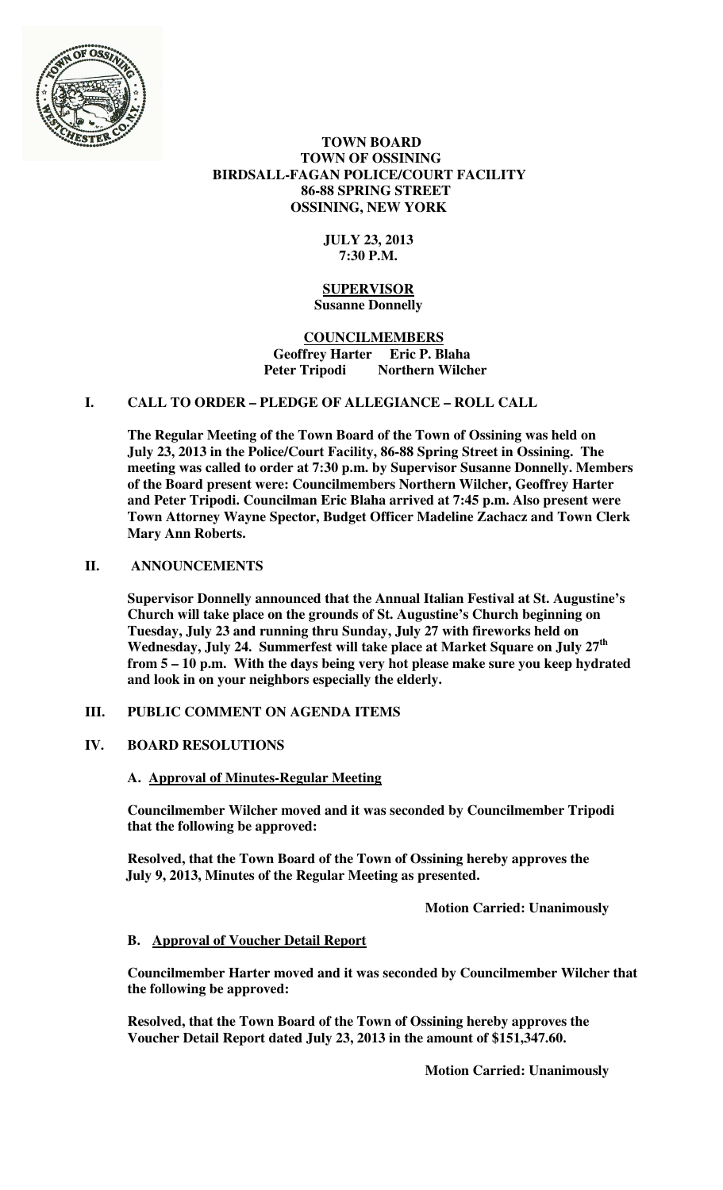**TOWN BOARD**
**TOWN OF OSSINING**
**BIRDSALL-FAGAN POLICE/COURT FACILITY**
**86-88 SPRING STREET**
**OSSINING, NEW YORK**

**JULY 23, 2013**
**7:30 P.M.**

**SUPERVISOR**
**Susanne Donnelly**

**COUNCILMEMBERS**
**Geoffrey Harter Eric P. Blaha**
**Peter Tripodi Northern Wilcher**

## I. CALL TO ORDER – PLEDGE OF ALLEGIANCE – ROLL CALL

**The Regular Meeting of the Town Board of the Town of Ossining was held on July 23, 2013 in the Police/Court Facility, 86-88 Spring Street in Ossining. The meeting was called to order at 7:30 p.m. by Supervisor Susanne Donnelly. Members of the Board present were: Councilmembers Northern Wilcher, Geoffrey Harter and Peter Tripodi. Councilman Eric Blaha arrived at 7:45 p.m. Also present were Town Attorney Wayne Spector, Budget Officer Madeline Zachacz and Town Clerk Mary Ann Roberts.**

## II. ANNOUNCEMENTS

**Supervisor Donnelly announced that the Annual Italian Festival at St. Augustine's Church will take place on the grounds of St. Augustine's Church beginning on Tuesday, July 23 and running thru Sunday, July 27 with fireworks held on Wednesday, July 24. Summerfest will take place at Market Square on July 27th from 5 – 10 p.m. With the days being very hot please make sure you keep hydrated and look in on your neighbors especially the elderly.**

## III. PUBLIC COMMENT ON AGENDA ITEMS

## IV. BOARD RESOLUTIONS

### A. Approval of Minutes-Regular Meeting

**Councilmember Wilcher moved and it was seconded by Councilmember Tripodi that the following be approved:**

**Resolved, that the Town Board of the Town of Ossining hereby approves the July 9, 2013, Minutes of the Regular Meeting as presented.**

**Motion Carried: Unanimously**

### B. Approval of Voucher Detail Report

**Councilmember Harter moved and it was seconded by Councilmember Wilcher that the following be approved:**

**Resolved, that the Town Board of the Town of Ossining hereby approves the Voucher Detail Report dated July 23, 2013 in the amount of $151,347.60.**

**Motion Carried: Unanimously**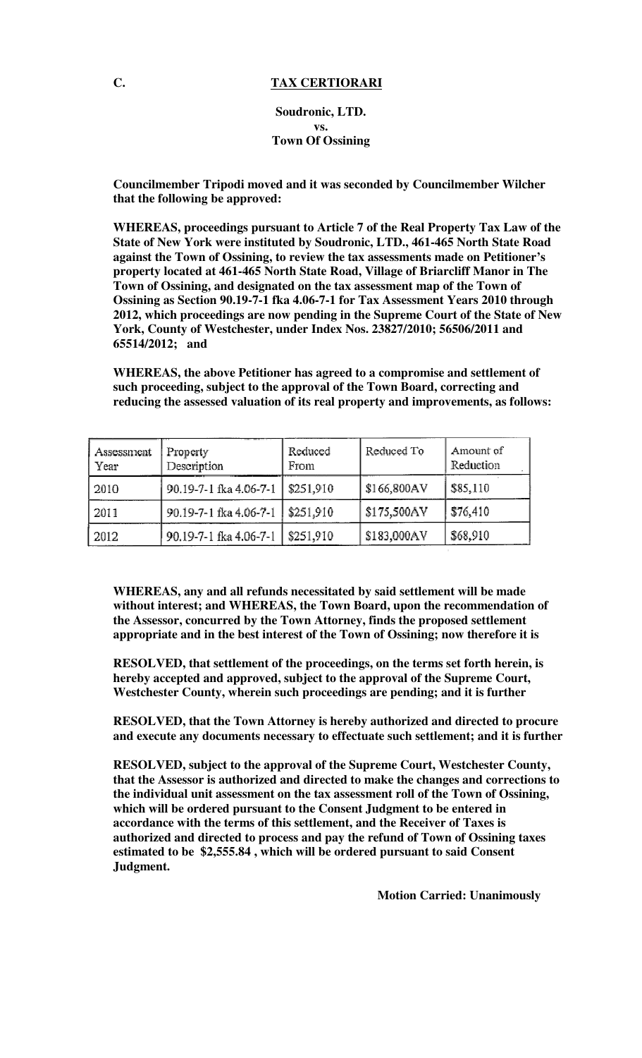**C.** **TAX CERTIORARI**

**Soudronic, LTD.**
**vs.**
**Town Of Ossining**

**Councilmember Tripodi moved and it was seconded by Councilmember Wilcher that the following be approved:**

**WHEREAS, proceedings pursuant to Article 7 of the Real Property Tax Law of the State of New York were instituted by Soudronic, LTD., 461-465 North State Road against the Town of Ossining, to review the tax assessments made on Petitioner's property located at 461-465 North State Road, Village of Briarcliff Manor in The Town of Ossining, and designated on the tax assessment map of the Town of Ossining as Section 90.19-7-1 fka 4.06-7-1 for Tax Assessment Years 2010 through 2012, which proceedings are now pending in the Supreme Court of the State of New York, County of Westchester, under Index Nos. 23827/2010; 56506/2011 and 65514/2012; and**

**WHEREAS, the above Petitioner has agreed to a compromise and settlement of such proceeding, subject to the approval of the Town Board, correcting and reducing the assessed valuation of its real property and improvements, as follows:**

| Assessment Year | Property Description | Reduced From | Reduced To | Amount of Reduction |
|---|---|---|---|---|
| 2010 | 90.19-7-1 fka 4.06-7-1 | $251,910 | $166,800AV | $85,110 |
| 2011 | 90.19-7-1 fka 4.06-7-1 | $251,910 | $175,500AV | $76,410 |
| 2012 | 90.19-7-1 fka 4.06-7-1 | $251,910 | $183,000AV | $68,910 |

**WHEREAS, any and all refunds necessitated by said settlement will be made without interest; and WHEREAS, the Town Board, upon the recommendation of the Assessor, concurred by the Town Attorney, finds the proposed settlement appropriate and in the best interest of the Town of Ossining; now therefore it is**

**RESOLVED, that settlement of the proceedings, on the terms set forth herein, is hereby accepted and approved, subject to the approval of the Supreme Court, Westchester County, wherein such proceedings are pending; and it is further**

**RESOLVED, that the Town Attorney is hereby authorized and directed to procure and execute any documents necessary to effectuate such settlement; and it is further**

**RESOLVED, subject to the approval of the Supreme Court, Westchester County, that the Assessor is authorized and directed to make the changes and corrections to the individual unit assessment on the tax assessment roll of the Town of Ossining, which will be ordered pursuant to the Consent Judgment to be entered in accordance with the terms of this settlement, and the Receiver of Taxes is authorized and directed to process and pay the refund of Town of Ossining taxes estimated to be $2,555.84 , which will be ordered pursuant to said Consent Judgment.**

**Motion Carried: Unanimously**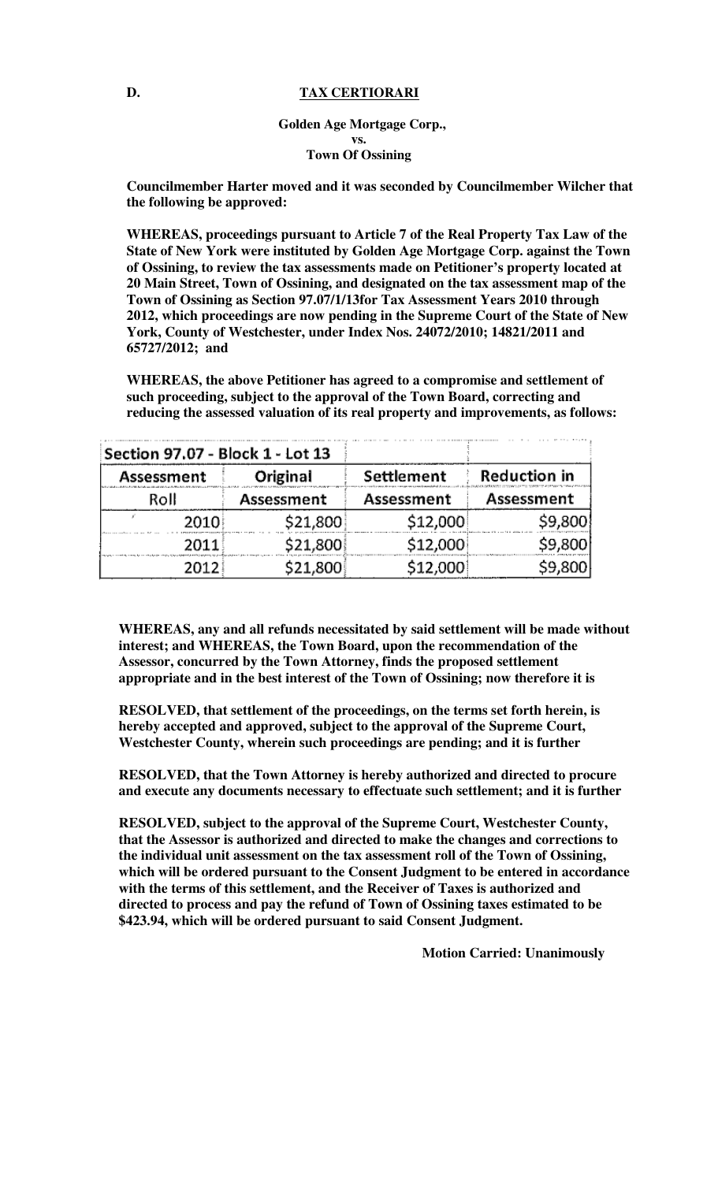**D. TAX CERTIORARI**

**Golden Age Mortgage Corp.,**
**vs.**
**Town Of Ossining**

**Councilmember Harter moved and it was seconded by Councilmember Wilcher that the following be approved:**

**WHEREAS, proceedings pursuant to Article 7 of the Real Property Tax Law of the State of New York were instituted by Golden Age Mortgage Corp. against the Town of Ossining, to review the tax assessments made on Petitioner's property located at 20 Main Street, Town of Ossining, and designated on the tax assessment map of the Town of Ossining as Section 97.07/1/13for Tax Assessment Years 2010 through 2012, which proceedings are now pending in the Supreme Court of the State of New York, County of Westchester, under Index Nos. 24072/2010; 14821/2011 and 65727/2012; and**

**WHEREAS, the above Petitioner has agreed to a compromise and settlement of such proceeding, subject to the approval of the Town Board, correcting and reducing the assessed valuation of its real property and improvements, as follows:**

| Section 97.07 - Block 1 - Lot 13 | | | |
|---|---|---|---|
| Assessment Roll | Original Assessment | Settlement Assessment | Reduction in Assessment |
| 2010 | $21,800 | $12,000 | $9,800 |
| 2011 | $21,800 | $12,000 | $9,800 |
| 2012 | $21,800 | $12,000 | $9,800 |

**WHEREAS, any and all refunds necessitated by said settlement will be made without interest; and WHEREAS, the Town Board, upon the recommendation of the Assessor, concurred by the Town Attorney, finds the proposed settlement appropriate and in the best interest of the Town of Ossining; now therefore it is**

**RESOLVED, that settlement of the proceedings, on the terms set forth herein, is hereby accepted and approved, subject to the approval of the Supreme Court, Westchester County, wherein such proceedings are pending; and it is further**

**RESOLVED, that the Town Attorney is hereby authorized and directed to procure and execute any documents necessary to effectuate such settlement; and it is further**

**RESOLVED, subject to the approval of the Supreme Court, Westchester County, that the Assessor is authorized and directed to make the changes and corrections to the individual unit assessment on the tax assessment roll of the Town of Ossining, which will be ordered pursuant to the Consent Judgment to be entered in accordance with the terms of this settlement, and the Receiver of Taxes is authorized and directed to process and pay the refund of Town of Ossining taxes estimated to be $423.94, which will be ordered pursuant to said Consent Judgment.**

**Motion Carried: Unanimously**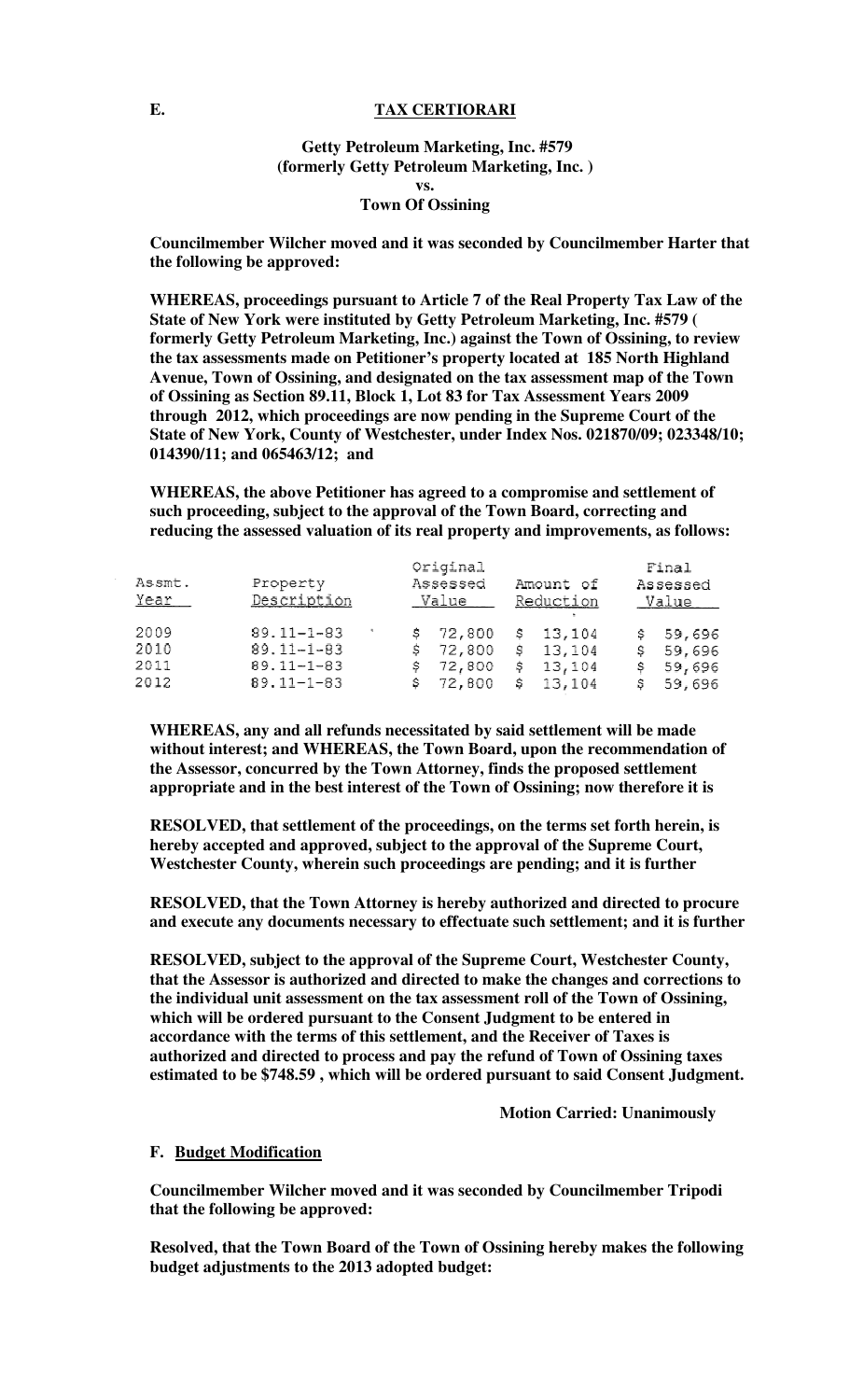**E. TAX CERTIORARI**

**Getty Petroleum Marketing, Inc. #579**
**(formerly Getty Petroleum Marketing, Inc. )**
**vs.**
**Town Of Ossining**

**Councilmember Wilcher moved and it was seconded by Councilmember Harter that the following be approved:**

**WHEREAS, proceedings pursuant to Article 7 of the Real Property Tax Law of the State of New York were instituted by Getty Petroleum Marketing, Inc. #579 ( formerly Getty Petroleum Marketing, Inc.) against the Town of Ossining, to review the tax assessments made on Petitioner's property located at 185 North Highland Avenue, Town of Ossining, and designated on the tax assessment map of the Town of Ossining as Section 89.11, Block 1, Lot 83 for Tax Assessment Years 2009 through 2012, which proceedings are now pending in the Supreme Court of the State of New York, County of Westchester, under Index Nos. 021870/09; 023348/10; 014390/11; and 065463/12; and**

**WHEREAS, the above Petitioner has agreed to a compromise and settlement of such proceeding, subject to the approval of the Town Board, correcting and reducing the assessed valuation of its real property and improvements, as follows:**

| Assmt. Year | Property Description | Original Assessed Value | Amount of Reduction | Final Assessed Value |
|---|---|---|---|---|
| 2009 | 89.11-1-83 | $ 72,800 | $ 13,104 | $ 59,696 |
| 2010 | 89.11-1-83 | $ 72,800 | $ 13,104 | $ 59,696 |
| 2011 | 89.11-1-83 | $ 72,800 | $ 13,104 | $ 59,696 |
| 2012 | 89.11-1-83 | $ 72,800 | $ 13,104 | $ 59,696 |

**WHEREAS, any and all refunds necessitated by said settlement will be made without interest; and WHEREAS, the Town Board, upon the recommendation of the Assessor, concurred by the Town Attorney, finds the proposed settlement appropriate and in the best interest of the Town of Ossining; now therefore it is**

**RESOLVED, that settlement of the proceedings, on the terms set forth herein, is hereby accepted and approved, subject to the approval of the Supreme Court, Westchester County, wherein such proceedings are pending; and it is further**

**RESOLVED, that the Town Attorney is hereby authorized and directed to procure and execute any documents necessary to effectuate such settlement; and it is further**

**RESOLVED, subject to the approval of the Supreme Court, Westchester County, that the Assessor is authorized and directed to make the changes and corrections to the individual unit assessment on the tax assessment roll of the Town of Ossining, which will be ordered pursuant to the Consent Judgment to be entered in accordance with the terms of this settlement, and the Receiver of Taxes is authorized and directed to process and pay the refund of Town of Ossining taxes estimated to be $748.59 , which will be ordered pursuant to said Consent Judgment.**

**Motion Carried: Unanimously**

**F. Budget Modification**

**Councilmember Wilcher moved and it was seconded by Councilmember Tripodi that the following be approved:**

**Resolved, that the Town Board of the Town of Ossining hereby makes the following budget adjustments to the 2013 adopted budget:**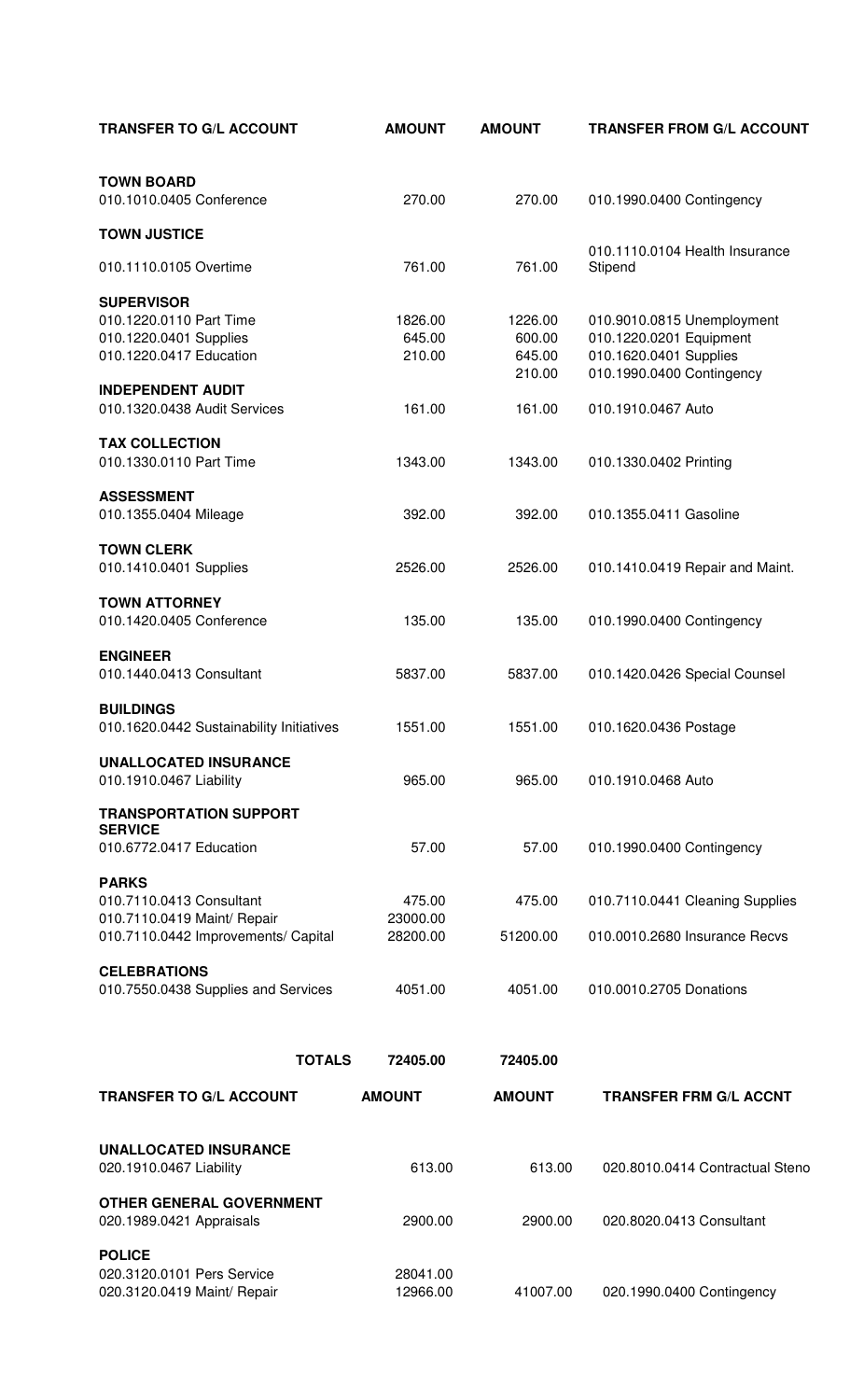| TRANSFER TO G/L ACCOUNT | AMOUNT | AMOUNT | TRANSFER FROM G/L ACCOUNT |
|---|---|---|---|
| **TOWN BOARD** | | | |
| 010.1010.0405 Conference | 270.00 | 270.00 | 010.1990.0400 Contingency |
| **TOWN JUSTICE** | | | |
| 010.1110.0105 Overtime | 761.00 | 761.00 | 010.1110.0104 Health Insurance Stipend |
| **SUPERVISOR** | | | |
| 010.1220.0110 Part Time | 1826.00 | 1226.00 | 010.9010.0815 Unemployment |
| 010.1220.0401 Supplies | 645.00 | 600.00 | 010.1220.0201 Equipment |
| 010.1220.0417 Education | 210.00 | 645.00 | 010.1620.0401 Supplies |
| | | 210.00 | 010.1990.0400 Contingency |
| **INDEPENDENT AUDIT** | | | |
| 010.1320.0438 Audit Services | 161.00 | 161.00 | 010.1910.0467 Auto |
| **TAX COLLECTION** | | | |
| 010.1330.0110 Part Time | 1343.00 | 1343.00 | 010.1330.0402 Printing |
| **ASSESSMENT** | | | |
| 010.1355.0404 Mileage | 392.00 | 392.00 | 010.1355.0411 Gasoline |
| **TOWN CLERK** | | | |
| 010.1410.0401 Supplies | 2526.00 | 2526.00 | 010.1410.0419 Repair and Maint. |
| **TOWN ATTORNEY** | | | |
| 010.1420.0405 Conference | 135.00 | 135.00 | 010.1990.0400 Contingency |
| **ENGINEER** | | | |
| 010.1440.0413 Consultant | 5837.00 | 5837.00 | 010.1420.0426 Special Counsel |
| **BUILDINGS** | | | |
| 010.1620.0442 Sustainability Initiatives | 1551.00 | 1551.00 | 010.1620.0436 Postage |
| **UNALLOCATED INSURANCE** | | | |
| 010.1910.0467 Liability | 965.00 | 965.00 | 010.1910.0468 Auto |
| **TRANSPORTATION SUPPORT SERVICE** | | | |
| 010.6772.0417 Education | 57.00 | 57.00 | 010.1990.0400 Contingency |
| **PARKS** | | | |
| 010.7110.0413 Consultant | 475.00 | 475.00 | 010.7110.0441 Cleaning Supplies |
| 010.7110.0419 Maint/ Repair | 23000.00 | | |
| 010.7110.0442 Improvements/ Capital | 28200.00 | 51200.00 | 010.0010.2680 Insurance Recvs |
| **CELEBRATIONS** | | | |
| 010.7550.0438 Supplies and Services | 4051.00 | 4051.00 | 010.0010.2705 Donations |
| **TOTALS** | **72405.00** | **72405.00** | |

| TRANSFER TO G/L ACCOUNT | AMOUNT | AMOUNT | TRANSFER FRM G/L ACCNT |
|---|---|---|---|
| **UNALLOCATED INSURANCE** | | | |
| 020.1910.0467 Liability | 613.00 | 613.00 | 020.8010.0414 Contractual Steno |
| **OTHER GENERAL GOVERNMENT** | | | |
| 020.1989.0421 Appraisals | 2900.00 | 2900.00 | 020.8020.0413 Consultant |
| **POLICE** | | | |
| 020.3120.0101 Pers Service | 28041.00 | | |
| 020.3120.0419 Maint/ Repair | 12966.00 | 41007.00 | 020.1990.0400 Contingency |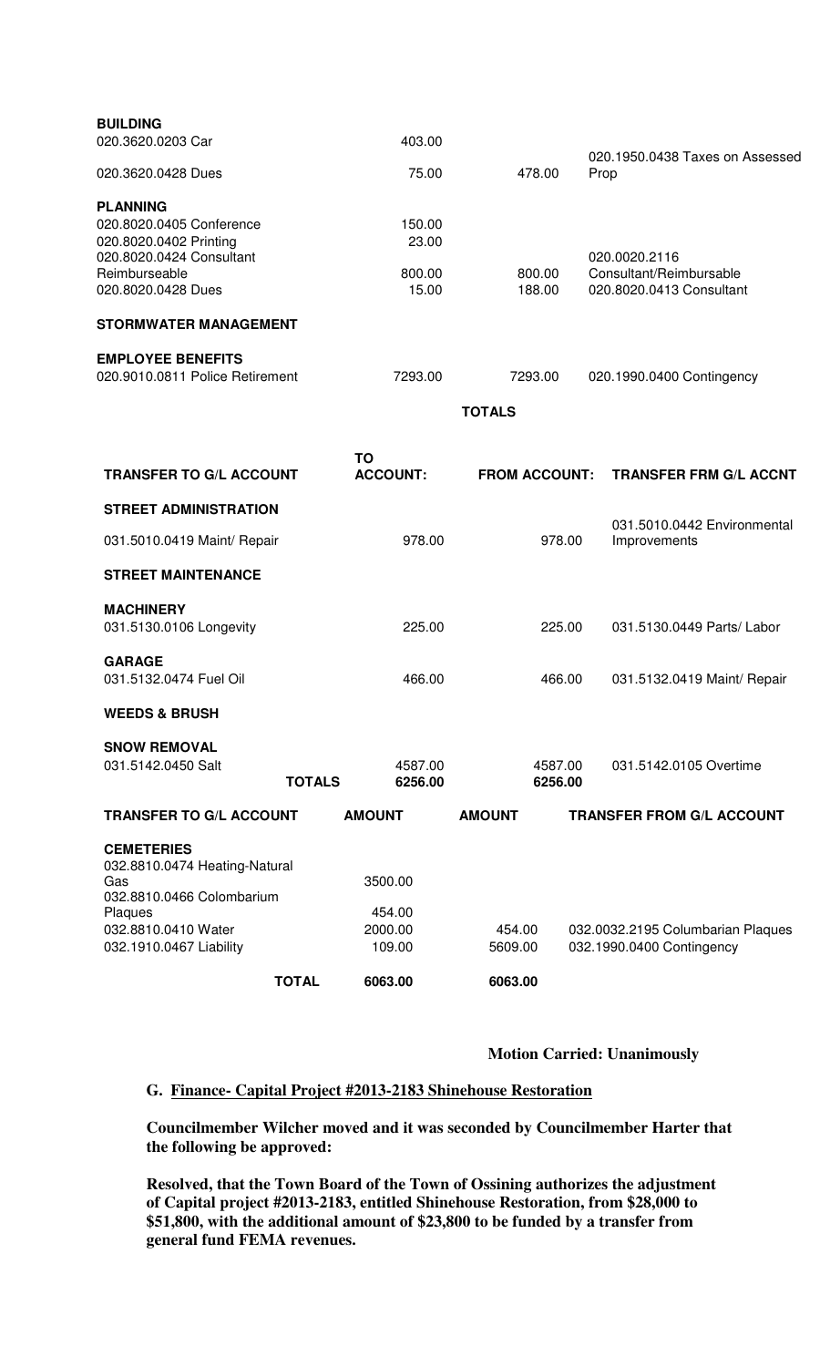| | | | |
|---|---|---|---|
| **BUILDING** | | | |
| 020.3620.0203 Car | 403.00 | | |
| 020.3620.0428 Dues | 75.00 | 478.00 | 020.1950.0438 Taxes on Assessed Prop |
| **PLANNING** | | | |
| 020.8020.0405 Conference | 150.00 | | |
| 020.8020.0402 Printing | 23.00 | | |
| 020.8020.0424 Consultant Reimburseable | 800.00 | 800.00 | 020.0020.2116 Consultant/Reimbursable |
| 020.8020.0428 Dues | 15.00 | 188.00 | 020.8020.0413 Consultant |
| **STORMWATER MANAGEMENT** | | | |
| **EMPLOYEE BENEFITS** | | | |
| 020.9010.0811 Police Retirement | 7293.00 | 7293.00 | 020.1990.0400 Contingency |
| | | **TOTALS** | |

| TRANSFER TO G/L ACCOUNT | TO ACCOUNT: | FROM ACCOUNT: | TRANSFER FRM G/L ACCNT |
|---|---|---|---|
| **STREET ADMINISTRATION** | | | |
| 031.5010.0419 Maint/ Repair | 978.00 | 978.00 | 031.5010.0442 Environmental Improvements |
| **STREET MAINTENANCE** | | | |
| **MACHINERY** | | | |
| 031.5130.0106 Longevity | 225.00 | 225.00 | 031.5130.0449 Parts/ Labor |
| **GARAGE** | | | |
| 031.5132.0474 Fuel Oil | 466.00 | 466.00 | 031.5132.0419 Maint/ Repair |
| **WEEDS & BRUSH** | | | |
| **SNOW REMOVAL** | | | |
| 031.5142.0450 Salt | 4587.00 | 4587.00 | 031.5142.0105 Overtime |
| **TOTALS** | **6256.00** | **6256.00** | |

| TRANSFER TO G/L ACCOUNT | AMOUNT | AMOUNT | TRANSFER FROM G/L ACCOUNT |
|---|---|---|---|
| **CEMETERIES** | | | |
| 032.8810.0474 Heating-Natural Gas | 3500.00 | | |
| 032.8810.0466 Colombarium Plaques | 454.00 | | |
| 032.8810.0410 Water | 2000.00 | 454.00 | 032.0032.2195 Columbarian Plaques |
| 032.1910.0467 Liability | 109.00 | 5609.00 | 032.1990.0400 Contingency |
| **TOTAL** | **6063.00** | **6063.00** | |

**Motion Carried: Unanimously**

**G. Finance- Capital Project #2013-2183 Shinehouse Restoration**

**Councilmember Wilcher moved and it was seconded by Councilmember Harter that the following be approved:**

**Resolved, that the Town Board of the Town of Ossining authorizes the adjustment of Capital project #2013-2183, entitled Shinehouse Restoration, from $28,000 to $51,800, with the additional amount of $23,800 to be funded by a transfer from general fund FEMA revenues.**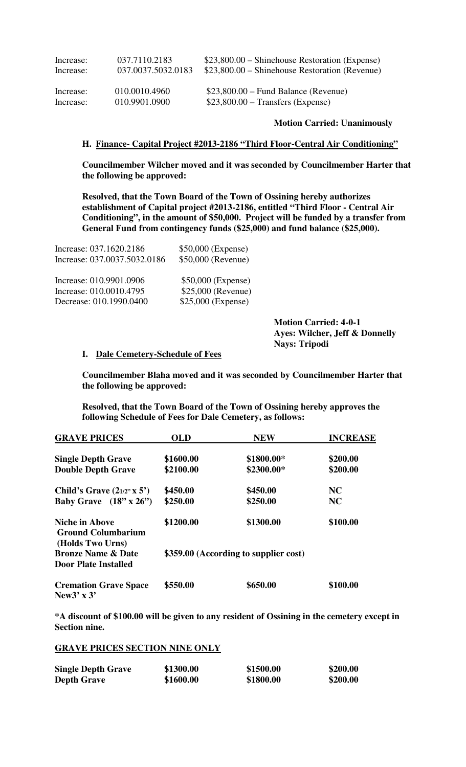| | | |
|---|---|---|
| Increase: | 037.7110.2183 | $23,800.00 – Shinehouse Restoration (Expense) |
| Increase: | 037.0037.5032.0183 | $23,800.00 – Shinehouse Restoration (Revenue) |
| Increase: | 010.0010.4960 | $23,800.00 – Fund Balance (Revenue) |
| Increase: | 010.9901.0900 | $23,800.00 – Transfers (Expense) |

**Motion Carried: Unanimously**

**H. Finance- Capital Project #2013-2186 "Third Floor-Central Air Conditioning"**

**Councilmember Wilcher moved and it was seconded by Councilmember Harter that the following be approved:**

**Resolved, that the Town Board of the Town of Ossining hereby authorizes establishment of Capital project #2013-2186, entitled "Third Floor - Central Air Conditioning", in the amount of $50,000. Project will be funded by a transfer from General Fund from contingency funds ($25,000) and fund balance ($25,000).**

| | |
|---|---|
| Increase: 037.1620.2186 | $50,000 (Expense) |
| Increase: 037.0037.5032.0186 | $50,000 (Revenue) |
| Increase: 010.9901.0906 | $50,000 (Expense) |
| Increase: 010.0010.4795 | $25,000 (Revenue) |
| Decrease: 010.1990.0400 | $25,000 (Expense) |

**Motion Carried: 4-0-1**
**Ayes: Wilcher, Jeff & Donnelly**
**Nays: Tripodi**

**I. Dale Cemetery-Schedule of Fees**

**Councilmember Blaha moved and it was seconded by Councilmember Harter that the following be approved:**

**Resolved, that the Town Board of the Town of Ossining hereby approves the following Schedule of Fees for Dale Cemetery, as follows:**

| GRAVE PRICES | OLD | NEW | INCREASE |
|---|---|---|---|
| **Single Depth Grave** | **$1600.00** | **$1800.00*** | **$200.00** |
| **Double Depth Grave** | **$2100.00** | **$2300.00*** | **$200.00** |
| **Child's Grave (2 1/2" x 5')** | **$450.00** | **$450.00** | **NC** |
| **Baby Grave (18" x 26")** | **$250.00** | **$250.00** | **NC** |
| **Niche in Above Ground Columbarium (Holds Two Urns)** | **$1200.00** | **$1300.00** | **$100.00** |
| **Bronze Name & Date Door Plate Installed** | **$359.00 (According to supplier cost)** | | |
| **Cremation Grave Space New3' x 3'** | **$550.00** | **$650.00** | **$100.00** |

**\*A discount of $100.00 will be given to any resident of Ossining in the cemetery except in Section nine.**

**GRAVE PRICES SECTION NINE ONLY**

| | | | |
|---|---|---|---|
| **Single Depth Grave** | **$1300.00** | **$1500.00** | **$200.00** |
| **Depth Grave** | **$1600.00** | **$1800.00** | **$200.00** |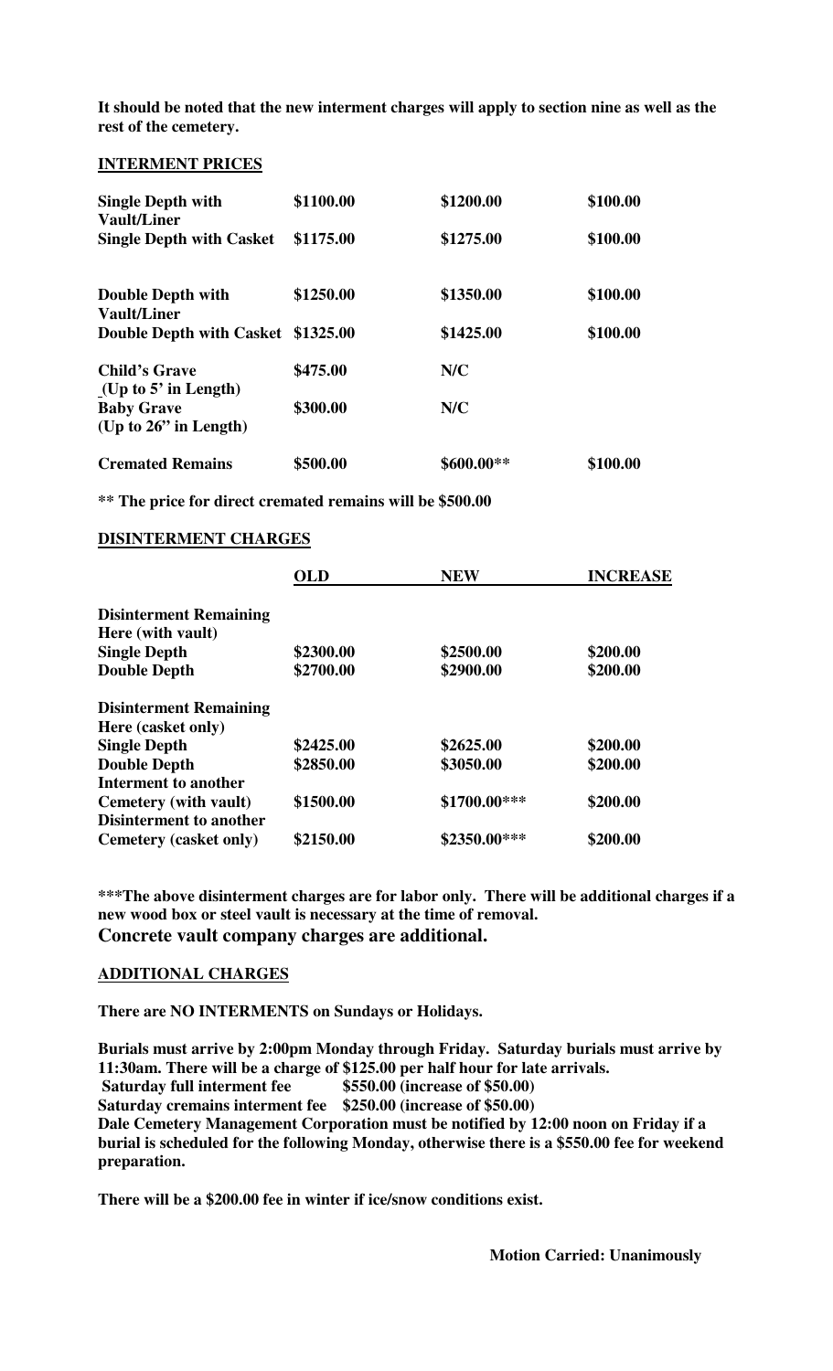**It should be noted that the new interment charges will apply to section nine as well as the rest of the cemetery.**

**INTERMENT PRICES**

| | | | |
|---|---|---|---|
| **Single Depth with Vault/Liner** | **$1100.00** | **$1200.00** | **$100.00** |
| **Single Depth with Casket** | **$1175.00** | **$1275.00** | **$100.00** |
| **Double Depth with Vault/Liner** | **$1250.00** | **$1350.00** | **$100.00** |
| **Double Depth with Casket** | **$1325.00** | **$1425.00** | **$100.00** |
| **Child's Grave (Up to 5' in Length)** | **$475.00** | **N/C** | |
| **Baby Grave (Up to 26" in Length)** | **$300.00** | **N/C** | |
| **Cremated Remains** | **$500.00** | **$600.00**** | **$100.00** |

**** The price for direct cremated remains will be $500.00**

**DISINTERMENT CHARGES**

| | **OLD** | **NEW** | **INCREASE** |
|---|---|---|---|
| **Disinterment Remaining Here (with vault)** | | | |
| **Single Depth** | **$2300.00** | **$2500.00** | **$200.00** |
| **Double Depth** | **$2700.00** | **$2900.00** | **$200.00** |
| **Disinterment Remaining Here (casket only)** | | | |
| **Single Depth** | **$2425.00** | **$2625.00** | **$200.00** |
| **Double Depth** | **$2850.00** | **$3050.00** | **$200.00** |
| **Interment to another Cemetery (with vault)** | **$1500.00** | **$1700.00***** | **$200.00** |
| **Disinterment to another Cemetery (casket only)** | **$2150.00** | **$2350.00***** | **$200.00** |

*****The above disinterment charges are for labor only. There will be additional charges if a new wood box or steel vault is necessary at the time of removal.**
**Concrete vault company charges are additional.**

**ADDITIONAL CHARGES**

**There are NO INTERMENTS on Sundays or Holidays.**

**Burials must arrive by 2:00pm Monday through Friday. Saturday burials must arrive by 11:30am. There will be a charge of $125.00 per half hour for late arrivals.**
**Saturday full interment fee $550.00 (increase of $50.00)**
**Saturday cremains interment fee $250.00 (increase of $50.00)**
**Dale Cemetery Management Corporation must be notified by 12:00 noon on Friday if a burial is scheduled for the following Monday, otherwise there is a $550.00 fee for weekend preparation.**

**There will be a $200.00 fee in winter if ice/snow conditions exist.**

**Motion Carried: Unanimously**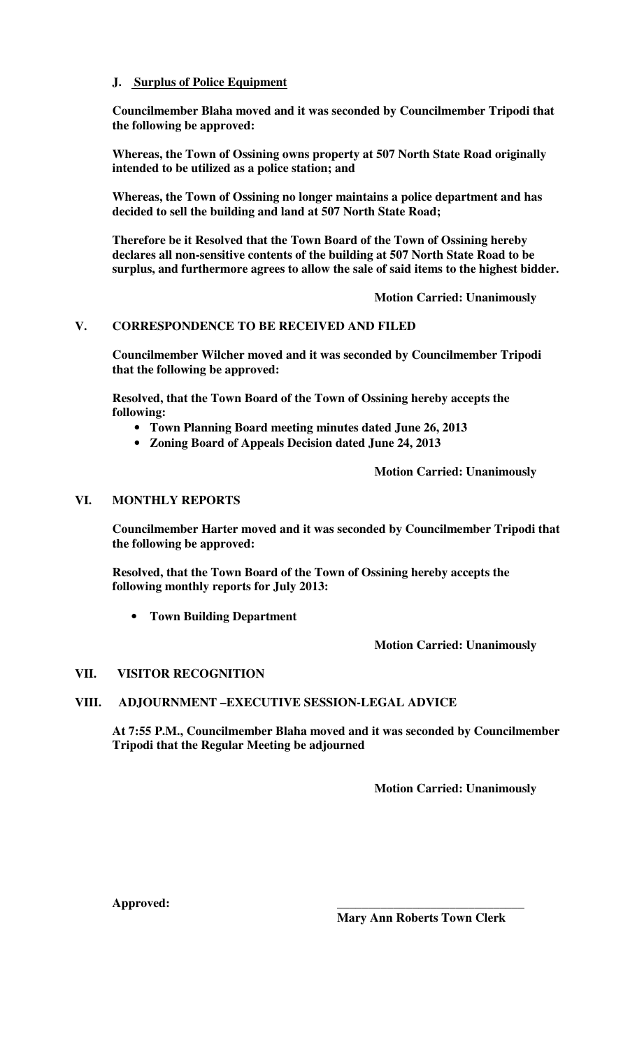**J. Surplus of Police Equipment**

**Councilmember Blaha moved and it was seconded by Councilmember Tripodi that the following be approved:**

**Whereas, the Town of Ossining owns property at 507 North State Road originally intended to be utilized as a police station; and**

**Whereas, the Town of Ossining no longer maintains a police department and has decided to sell the building and land at 507 North State Road;**

**Therefore be it Resolved that the Town Board of the Town of Ossining hereby declares all non-sensitive contents of the building at 507 North State Road to be surplus, and furthermore agrees to allow the sale of said items to the highest bidder.**

**Motion Carried: Unanimously**

## V. CORRESPONDENCE TO BE RECEIVED AND FILED

**Councilmember Wilcher moved and it was seconded by Councilmember Tripodi that the following be approved:**

**Resolved, that the Town Board of the Town of Ossining hereby accepts the following:**

- **Town Planning Board meeting minutes dated June 26, 2013**
- **Zoning Board of Appeals Decision dated June 24, 2013**

**Motion Carried: Unanimously**

## VI. MONTHLY REPORTS

**Councilmember Harter moved and it was seconded by Councilmember Tripodi that the following be approved:**

**Resolved, that the Town Board of the Town of Ossining hereby accepts the following monthly reports for July 2013:**

- **Town Building Department**

**Motion Carried: Unanimously**

## VII. VISITOR RECOGNITION

## VIII. ADJOURNMENT –EXECUTIVE SESSION-LEGAL ADVICE

**At 7:55 P.M., Councilmember Blaha moved and it was seconded by Councilmember Tripodi that the Regular Meeting be adjourned**

**Motion Carried: Unanimously**

**Approved:** \_\_\_\_\_\_\_\_\_\_\_\_\_\_\_\_\_\_\_\_\_\_\_\_\_\_\_\_\_\_

**Mary Ann Roberts Town Clerk**